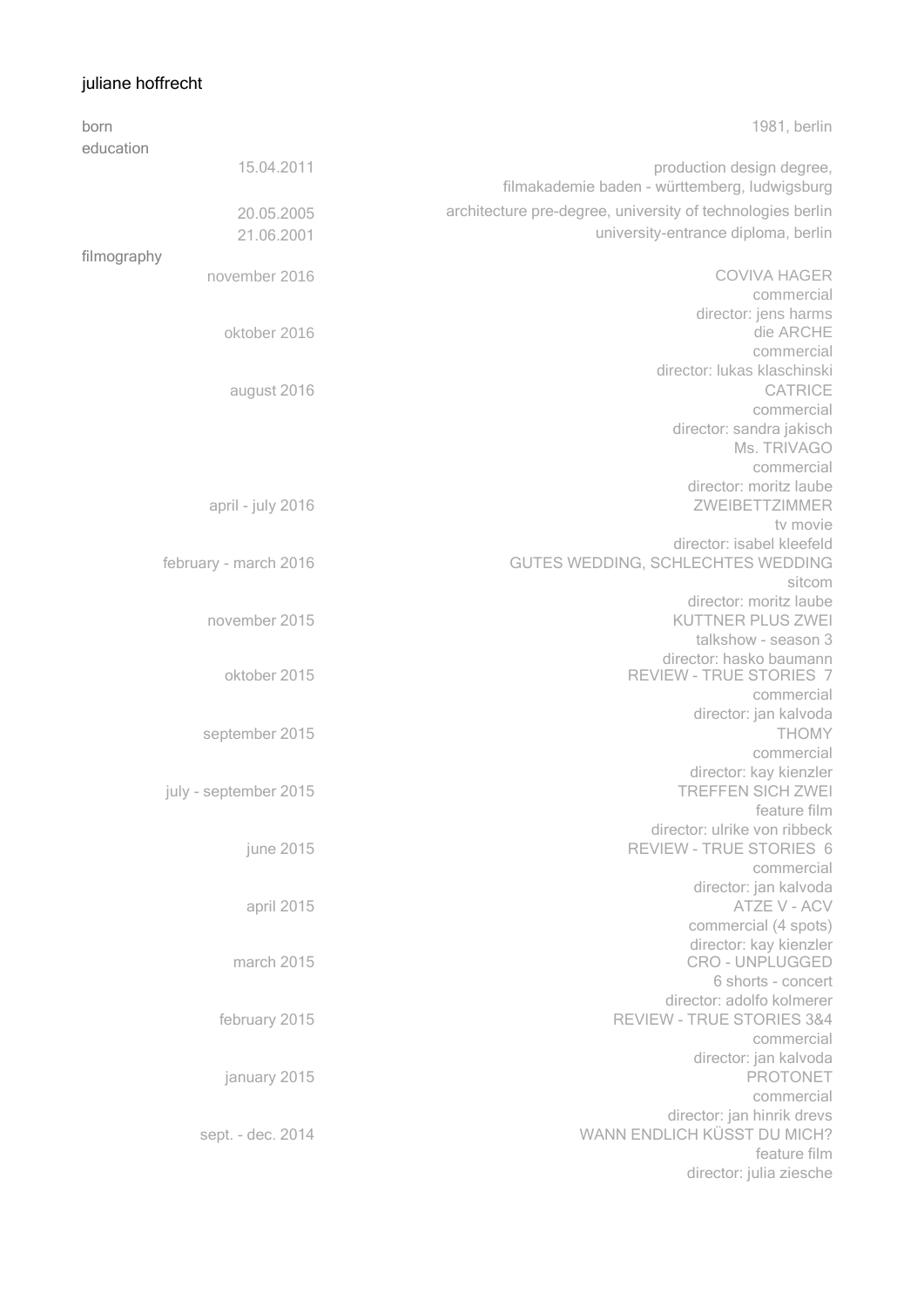# juliane hoffrecht

| | |
|---|---|
| born | 1981, berlin |
| **education** | |
| 15.04.2011 | production design degree, filmakademie baden - württemberg, ludwigsburg |
| 20.05.2005 | architecture pre-degree, university of technologies berlin |
| 21.06.2001 | university-entrance diploma, berlin |
| **filmography** | |
| november 2016 | COVIVA HAGER<br>commercial<br>director: jens harms |
| oktober 2016 | die ARCHE<br>commercial<br>director: lukas klaschinski |
| august 2016 | CATRICE<br>commercial<br>director: sandra jakisch |
| | Ms. TRIVAGO<br>commercial<br>director: moritz laube |
| april - july 2016 | ZWEIBETTZIMMER<br>tv movie<br>director: isabel kleefeld |
| february - march 2016 | GUTES WEDDING, SCHLECHTES WEDDING<br>sitcom<br>director: moritz laube |
| november 2015 | KUTTNER PLUS ZWEI<br>talkshow - season 3<br>director: hasko baumann |
| oktober 2015 | REVIEW - TRUE STORIES 7<br>commercial<br>director: jan kalvoda |
| september 2015 | THOMY<br>commercial<br>director: kay kienzler |
| july - september 2015 | TREFFEN SICH ZWEI<br>feature film<br>director: ulrike von ribbeck |
| june 2015 | REVIEW - TRUE STORIES 6<br>commercial<br>director: jan kalvoda |
| april 2015 | ATZE V - ACV<br>commercial (4 spots)<br>director: kay kienzler |
| march 2015 | CRO - UNPLUGGED<br>6 shorts - concert<br>director: adolfo kolmerer |
| february 2015 | REVIEW - TRUE STORIES 3&4<br>commercial<br>director: jan kalvoda |
| january 2015 | PROTONET<br>commercial<br>director: jan hinrik drevs |
| sept. - dec. 2014 | WANN ENDLICH KÜSST DU MICH?<br>feature film<br>director: julia ziesche |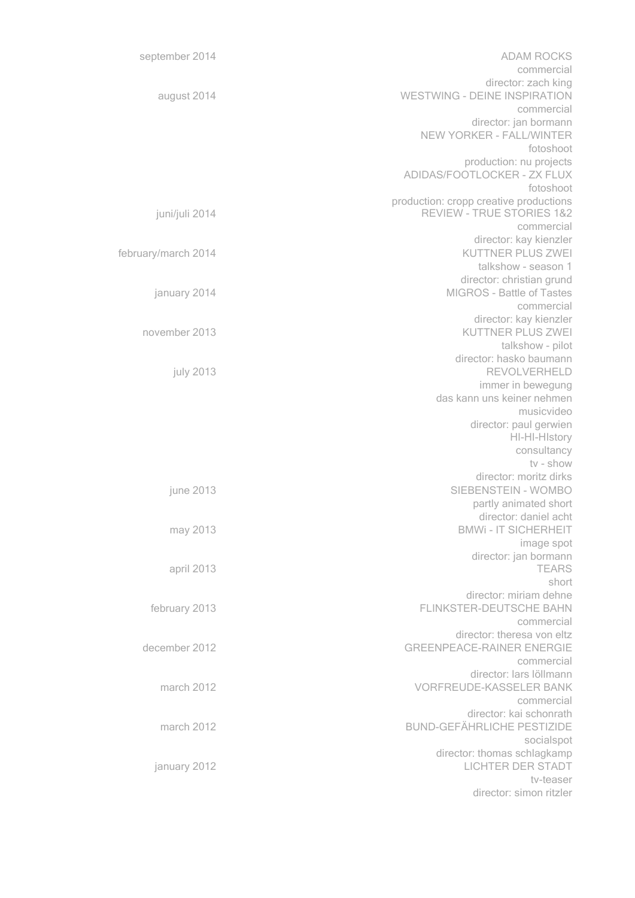| | |
|---|---|
| september 2014 | ADAM ROCKS<br>commercial<br>director: zach king |
| august 2014 | WESTWING - DEINE INSPIRATION<br>commercial<br>director: jan bormann<br>NEW YORKER - FALL/WINTER<br>fotoshoot<br>production: nu projects<br>ADIDAS/FOOTLOCKER - ZX FLUX<br>fotoshoot<br>production: cropp creative productions |
| juni/juli 2014 | REVIEW - TRUE STORIES 1&2<br>commercial<br>director: kay kienzler |
| february/march 2014 | KUTTNER PLUS ZWEI<br>talkshow - season 1<br>director: christian grund |
| january 2014 | MIGROS - Battle of Tastes<br>commercial<br>director: kay kienzler |
| november 2013 | KUTTNER PLUS ZWEI<br>talkshow - pilot<br>director: hasko baumann |
| july 2013 | REVOLVERHELD<br>immer in bewegung<br>das kann uns keiner nehmen<br>musicvideo<br>director: paul gerwien<br>HI-HI-HIstory<br>consultancy<br>tv - show<br>director: moritz dirks |
| june 2013 | SIEBENSTEIN - WOMBO<br>partly animated short<br>director: daniel acht |
| may 2013 | BMWi - IT SICHERHEIT<br>image spot<br>director: jan bormann |
| april 2013 | TEARS<br>short<br>director: miriam dehne |
| february 2013 | FLINKSTER-DEUTSCHE BAHN<br>commercial<br>director: theresa von eltz |
| december 2012 | GREENPEACE-RAINER ENERGIE<br>commercial<br>director: lars löllmann |
| march 2012 | VORFREUDE-KASSELER BANK<br>commercial<br>director: kai schonrath |
| march 2012 | BUND-GEFÄHRLICHE PESTIZIDE<br>socialspot<br>director: thomas schlagkamp |
| january 2012 | LICHTER DER STADT<br>tv-teaser<br>director: simon ritzler |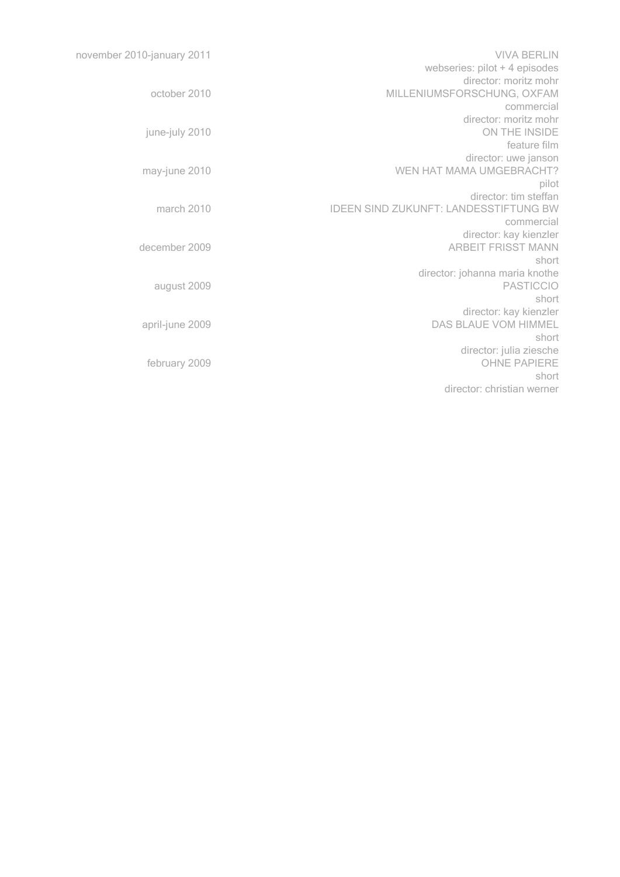| | |
|---|---|
| november 2010-january 2011 | VIVA BERLIN<br>webseries: pilot + 4 episodes<br>director: moritz mohr |
| october 2010 | MILLENIUMSFORSCHUNG, OXFAM<br>commercial<br>director: moritz mohr |
| june-july 2010 | ON THE INSIDE<br>feature film<br>director: uwe janson |
| may-june 2010 | WEN HAT MAMA UMGEBRACHT?<br>pilot<br>director: tim steffan |
| march 2010 | IDEEN SIND ZUKUNFT: LANDESSTIFTUNG BW<br>commercial<br>director: kay kienzler |
| december 2009 | ARBEIT FRISST MANN<br>short<br>director: johanna maria knothe |
| august 2009 | PASTICCIO<br>short<br>director: kay kienzler |
| april-june 2009 | DAS BLAUE VOM HIMMEL<br>short<br>director: julia ziesche |
| february 2009 | OHNE PAPIERE<br>short<br>director: christian werner |